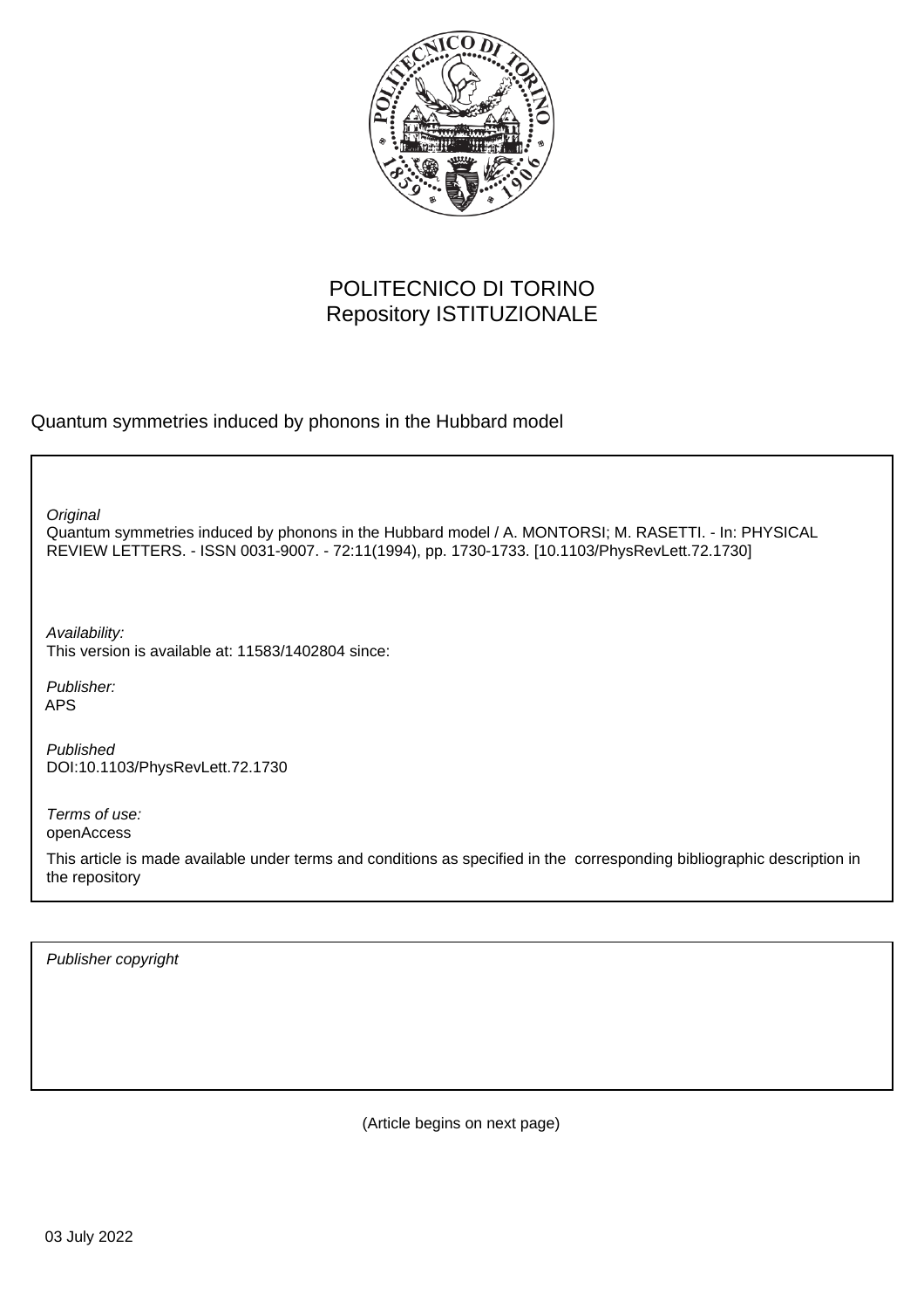POLITECNICO DI TORINO
Repository ISTITUZIONALE

Quantum symmetries induced by phonons in the Hubbard model

*Original*
Quantum symmetries induced by phonons in the Hubbard model / A. MONTORSI; M. RASETTI. - In: PHYSICAL REVIEW LETTERS. - ISSN 0031-9007. - 72:11(1994), pp. 1730-1733. [10.1103/PhysRevLett.72.1730]

*Availability:*
This version is available at: 11583/1402804 since:

*Publisher:*
APS

*Published*
DOI:10.1103/PhysRevLett.72.1730

*Terms of use:*
openAccess

This article is made available under terms and conditions as specified in the corresponding bibliographic description in the repository

*Publisher copyright*

(Article begins on next page)

03 July 2022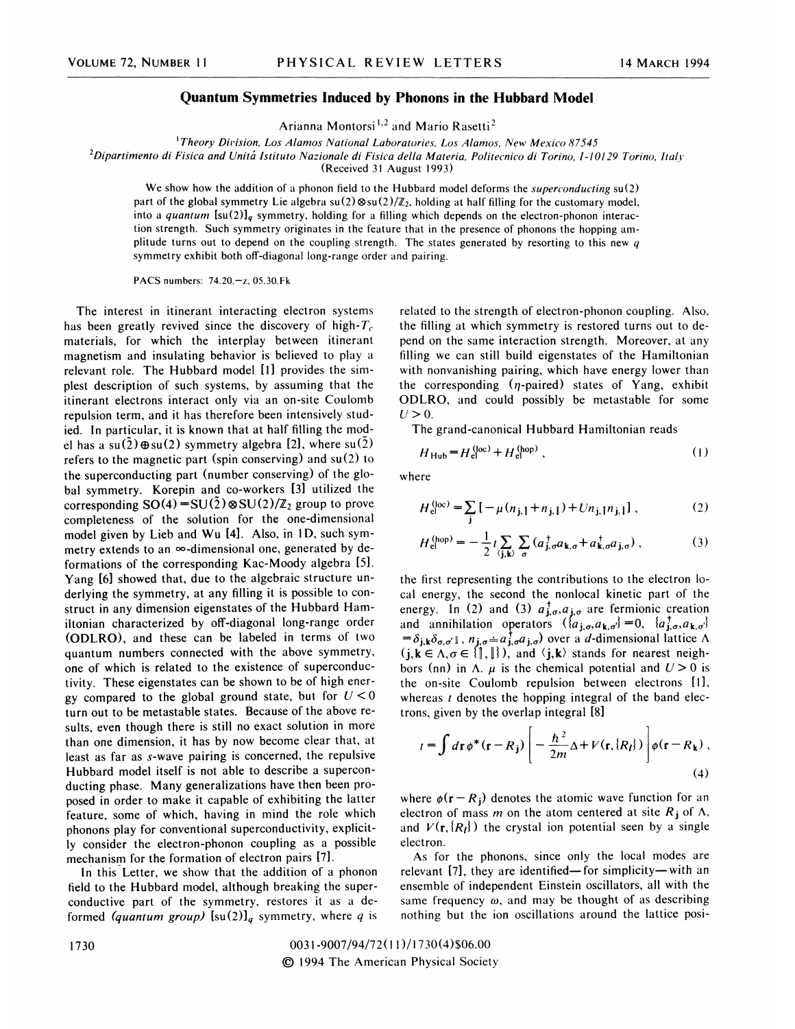# Quantum Symmetries Induced by Phonons in the Hubbard Model

Arianna Montorsi[1,2] and Mario Rasetti[2]

[1]*Theory Division, Los Alamos National Laboratories, Los Alamos, New Mexico 87545*

[2]*Dipartimento di Fisica and Unità Istituto Nazionale di Fisica della Materia, Politecnico di Torino, I-10129 Torino, Italy*

(Received 31 August 1993)

We show how the addition of a phonon field to the Hubbard model deforms the *superconducting* su(2) part of the global symmetry Lie algebra $su(2) \otimes su(2)/\mathbb{Z}_2$, holding at half filling for the customary model, into a *quantum* $[su(2)]_q$ symmetry, holding for a filling which depends on the electron-phonon interaction strength. Such symmetry originates in the feature that in the presence of phonons the hopping amplitude turns out to depend on the coupling strength. The states generated by resorting to this new $q$ symmetry exhibit both off-diagonal long-range order and pairing.

PACS numbers: 74.20.-z, 05.30.Fk

The interest in itinerant interacting electron systems has been greatly revived since the discovery of high-$T_c$ materials, for which the interplay between itinerant magnetism and insulating behavior is believed to play a relevant role. The Hubbard model [1] provides the simplest description of such systems, by assuming that the itinerant electrons interact only via an on-site Coulomb repulsion term, and it has therefore been intensively studied. In particular, it is known that at half filling the model has a $su(\tilde{2}) \oplus su(2)$ symmetry algebra [2], where $su(\tilde{2})$ refers to the magnetic part (spin conserving) and su(2) to the superconducting part (number conserving) of the global symmetry. Korepin and co-workers [3] utilized the corresponding $SO(4) = SU(\tilde{2}) \otimes SU(2)/\mathbb{Z}_2$ group to prove completeness of the solution for the one-dimensional model given by Lieb and Wu [4]. Also, in 1D, such symmetry extends to an $\infty$-dimensional one, generated by deformations of the corresponding Kac-Moody algebra [5]. Yang [6] showed that, due to the algebraic structure underlying the symmetry, at any filling it is possible to construct in any dimension eigenstates of the Hubbard Hamiltonian characterized by off-diagonal long-range order (ODLRO), and these can be labeled in terms of two quantum numbers connected with the above symmetry, one of which is related to the existence of superconductivity. These eigenstates can be shown to be of high energy compared to the global ground state, but for $U<0$ turn out to be metastable states. Because of the above results, even though there is still no exact solution in more than one dimension, it has by now become clear that, at least as far as $s$-wave pairing is concerned, the repulsive Hubbard model itself is not able to describe a superconducting phase. Many generalizations have then been proposed in order to make it capable of exhibiting the latter feature, some of which, having in mind the role which phonons play for conventional superconductivity, explicitly consider the electron-phonon coupling as a possible mechanism for the formation of electron pairs [7].

In this Letter, we show that the addition of a phonon field to the Hubbard model, although breaking the superconductive part of the symmetry, restores it as a deformed *(quantum group)* $[su(2)]_q$ symmetry, where $q$ is related to the strength of electron-phonon coupling. Also, the filling at which symmetry is restored turns out to depend on the same interaction strength. Moreover, at any filling we can still build eigenstates of the Hamiltonian with nonvanishing pairing, which have energy lower than the corresponding ($\eta$-paired) states of Yang, exhibit ODLRO, and could possibly be metastable for some $U>0$.

The grand-canonical Hubbard Hamiltonian reads

$$H_{\rm Hub} = H_{\rm el}^{(\rm loc)} + H_{\rm el}^{(\rm hop)}, \tag{1}$$

where

$$H_{\rm el}^{(\rm loc)} = \sum_{\mathbf{j}} [-\mu(n_{\mathbf{j},\uparrow}+n_{\mathbf{j},\downarrow}) + U n_{\mathbf{j},\uparrow} n_{\mathbf{j},\downarrow}], \tag{2}$$

$$H_{\rm el}^{(\rm hop)} = -\frac{1}{2} t \sum_{\langle \mathbf{j},\mathbf{k}\rangle} \sum_{\sigma} (a_{\mathbf{j},\sigma}^{\dagger} a_{\mathbf{k},\sigma} + a_{\mathbf{k},\sigma}^{\dagger} a_{\mathbf{j},\sigma}), \tag{3}$$

the first representing the contributions to the electron local energy, the second the nonlocal kinetic part of the energy. In (2) and (3) $a_{\mathbf{j},\sigma}^{\dagger}, a_{\mathbf{j},\sigma}$ are fermionic creation and annihilation operators ($\{a_{\mathbf{j},\sigma}, a_{\mathbf{k},\sigma'}\}=0$, $\{a_{\mathbf{j},\sigma}^{\dagger}, a_{\mathbf{k},\sigma'}\} = \delta_{\mathbf{j},\mathbf{k}}\delta_{\sigma,\sigma'}\mathbb{1}$, $n_{\mathbf{j},\sigma} \doteq a_{\mathbf{j},\sigma}^{\dagger} a_{\mathbf{j},\sigma}$) over a $d$-dimensional lattice $\Lambda$ ($\mathbf{j},\mathbf{k} \in \Lambda, \sigma \in \{\Uparrow,\Downarrow\}$), and $\langle \mathbf{j},\mathbf{k}\rangle$ stands for nearest neighbors (nn) in $\Lambda$. $\mu$ is the chemical potential and $U>0$ is the on-site Coulomb repulsion between electrons [1], whereas $t$ denotes the hopping integral of the band electrons, given by the overlap integral [8]

$$t = \int d\mathbf{r}\, \phi^*(\mathbf{r}-R_{\mathbf{j}}) \left[ -\frac{\hbar^2}{2m}\Delta + V(\mathbf{r},\{R_l\}) \right] \phi(\mathbf{r}-R_{\mathbf{k}}), \tag{4}$$

where $\phi(\mathbf{r}-R_{\mathbf{j}})$ denotes the atomic wave function for an electron of mass $m$ on the atom centered at site $R_{\mathbf{j}}$ of $\Lambda$, and $V(\mathbf{r},\{R_l\})$ the crystal ion potential seen by a single electron.

As for the phonons, since only the local modes are relevant [7], they are identified—for simplicity—with an ensemble of independent Einstein oscillators, all with the same frequency $\omega$, and may be thought of as describing nothing but the ion oscillations around the lattice posi-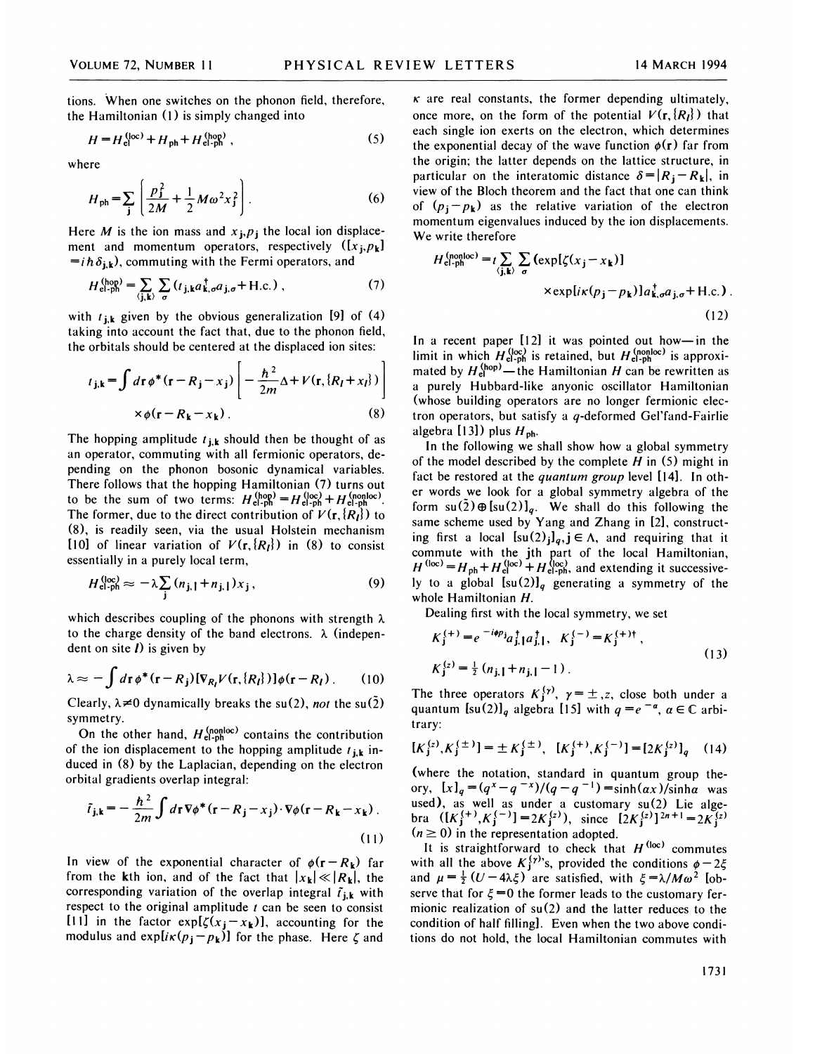tions. When one switches on the phonon field, therefore, the Hamiltonian (1) is simply changed into

$$H = H_{\rm el}^{(\rm loc)} + H_{\rm ph} + H_{\rm el\text{-}ph}^{(\rm hop)}, \tag{5}$$

where

$$H_{\rm ph} = \sum_{\mathbf{j}} \left( \frac{p_{\mathbf{j}}^2}{2M} + \frac{1}{2} M\omega^2 x_{\mathbf{j}}^2 \right). \tag{6}$$

Here $M$ is the ion mass and $x_{\mathbf{j}}, p_{\mathbf{j}}$ the local ion displacement and momentum operators, respectively ($[x_{\mathbf{j}}, p_{\mathbf{k}}] = i\hbar\delta_{\mathbf{j},\mathbf{k}}$), commuting with the Fermi operators, and

$$H_{\rm el\text{-}ph}^{(\rm hop)} = \sum_{\langle \mathbf{j},\mathbf{k}\rangle} \sum_{\sigma} (t_{\mathbf{j},\mathbf{k}} a_{\mathbf{k},\sigma}^\dagger a_{\mathbf{j},\sigma} + \text{H.c.}), \tag{7}$$

with $t_{\mathbf{j},\mathbf{k}}$ given by the obvious generalization [9] of (4) taking into account the fact that, due to the phonon field, the orbitals should be centered at the displaced ion sites:

$$t_{\mathbf{j},\mathbf{k}} = \int d\mathbf{r}\, \phi^*(\mathbf{r} - R_{\mathbf{j}} - x_{\mathbf{j}}) \left[ -\frac{\hbar^2}{2m}\Delta + V(\mathbf{r}, \{R_l + x_l\}) \right] \times \phi(\mathbf{r} - R_{\mathbf{k}} - x_{\mathbf{k}}). \tag{8}$$

The hopping amplitude $t_{\mathbf{j},\mathbf{k}}$ should then be thought of as an operator, commuting with all fermionic operators, depending on the phonon bosonic dynamical variables. There follows that the hopping Hamiltonian (7) turns out to be the sum of two terms: $H_{\rm el\text{-}ph}^{(\rm hop)} = H_{\rm el\text{-}ph}^{(\rm loc)} + H_{\rm el\text{-}ph}^{(\rm nonloc)}$. The former, due to the direct contribution of $V(\mathbf{r}, \{R_l\})$ to (8), is readily seen, via the usual Holstein mechanism [10] of linear variation of $V(\mathbf{r}, \{R_l\})$ in (8) to consist essentially in a purely local term,

$$H_{\rm el\text{-}ph}^{(\rm loc)} \approx -\lambda \sum_{\mathbf{j}} (n_{\mathbf{j},\uparrow} + n_{\mathbf{j},\downarrow}) x_{\mathbf{j}}, \tag{9}$$

which describes coupling of the phonons with strength $\lambda$ to the charge density of the band electrons. $\lambda$ (independent on site $l$) is given by

$$\lambda \approx -\int d\mathbf{r}\, \phi^*(\mathbf{r} - R_{\mathbf{j}}) [\nabla_{R_l} V(\mathbf{r}, \{R_l\})] \phi(\mathbf{r} - R_l). \tag{10}$$

Clearly, $\lambda \neq 0$ dynamically breaks the su(2), *not* the $\text{su}(\tilde{2})$ symmetry.

On the other hand, $H_{\rm el\text{-}ph}^{(\rm nonloc)}$ contains the contribution of the ion displacement to the hopping amplitude $t_{\mathbf{j},\mathbf{k}}$ induced in (8) by the Laplacian, depending on the electron orbital gradients overlap integral:

$$\tilde{t}_{\mathbf{j},\mathbf{k}} = -\frac{\hbar^2}{2m} \int d\mathbf{r}\, \nabla\phi^*(\mathbf{r} - R_{\mathbf{j}} - x_{\mathbf{j}}) \cdot \nabla\phi(\mathbf{r} - R_{\mathbf{k}} - x_{\mathbf{k}}). \tag{11}$$

In view of the exponential character of $\phi(\mathbf{r} - R_{\mathbf{k}})$ far from the $\mathbf{k}$th ion, and of the fact that $|x_{\mathbf{k}}| \ll |R_{\mathbf{k}}|$, the corresponding variation of the overlap integral $\tilde{t}_{\mathbf{j},\mathbf{k}}$ with respect to the original amplitude $t$ can be seen to consist [11] in the factor $\exp[\zeta(x_{\mathbf{j}} - x_{\mathbf{k}})]$, accounting for the modulus and $\exp[i\kappa(p_{\mathbf{j}} - p_{\mathbf{k}})]$ for the phase. Here $\zeta$ and $\kappa$ are real constants, the former depending ultimately, once more, on the form of the potential $V(\mathbf{r}, \{R_l\})$ that each single ion exerts on the electron, which determines the exponential decay of the wave function $\phi(\mathbf{r})$ far from the origin; the latter depends on the lattice structure, in particular on the interatomic distance $\delta = |R_{\mathbf{j}} - R_{\mathbf{k}}|$, in view of the Bloch theorem and the fact that one can think of $(p_{\mathbf{j}} - p_{\mathbf{k}})$ as the relative variation of the electron momentum eigenvalues induced by the ion displacements. We write therefore

$$H_{\rm el\text{-}ph}^{(\rm nonloc)} = t \sum_{\langle \mathbf{j},\mathbf{k}\rangle} \sum_{\sigma} (\exp[\zeta(x_{\mathbf{j}} - x_{\mathbf{k}})] \times \exp[i\kappa(p_{\mathbf{j}} - p_{\mathbf{k}})] a_{\mathbf{k},\sigma}^\dagger a_{\mathbf{j},\sigma} + \text{H.c.}). \tag{12}$$

In a recent paper [12] it was pointed out how—in the limit in which $H_{\rm el\text{-}ph}^{(\rm loc)}$ is retained, but $H_{\rm el\text{-}ph}^{(\rm nonloc)}$ is approximated by $H_{\rm el}^{(\rm hop)}$—the Hamiltonian $H$ can be rewritten as a purely Hubbard-like anyonic oscillator Hamiltonian (whose building operators are no longer fermionic electron operators, but satisfy a $q$-deformed Gel'fand-Fairlie algebra [13]) plus $H_{\rm ph}$.

In the following we shall show how a global symmetry of the model described by the complete $H$ in (5) might in fact be restored at the *quantum group* level [14]. In other words we look for a global symmetry algebra of the form $\text{su}(\tilde{2}) \oplus [\text{su}(2)]_q$. We shall do this following the same scheme used by Yang and Zhang in [2], constructing first a local $[\text{su}(2)_{\mathbf{j}}]_q, \mathbf{j} \in \Lambda$, and requiring that it commute with the $\mathbf{j}$th part of the local Hamiltonian, $H^{(\rm loc)} = H_{\rm ph} + H_{\rm el}^{(\rm loc)} + H_{\rm el\text{-}ph}^{(\rm loc)}$, and extending it successively to a global $[\text{su}(2)]_q$ generating a symmetry of the whole Hamiltonian $H$.

Dealing first with the local symmetry, we set

$$K_{\mathbf{j}}^{(+)} = e^{-i\phi p_{\mathbf{j}}} a_{\mathbf{j},\uparrow}^\dagger a_{\mathbf{j},\downarrow}^\dagger, \quad K_{\mathbf{j}}^{(-)} = K_{\mathbf{j}}^{(+)\dagger},$$
$$K_{\mathbf{j}}^{(z)} = \tfrac{1}{2}(n_{\mathbf{j},\uparrow} + n_{\mathbf{j},\downarrow} - 1). \tag{13}$$

The three operators $K_{\mathbf{j}}^{(\gamma)}$, $\gamma = \pm, z$, close both under a quantum $[\text{su}(2)]_q$ algebra [15] with $q = e^{-\alpha}$, $\alpha \in \mathbb{C}$ arbitrary:

$$[K_{\mathbf{j}}^{(z)}, K_{\mathbf{j}}^{(\pm)}] = \pm K_{\mathbf{j}}^{(\pm)}, \quad [K_{\mathbf{j}}^{(+)}, K_{\mathbf{j}}^{(-)}] = [2K_{\mathbf{j}}^{(z)}]_q \tag{14}$$

(where the notation, standard in quantum group theory, $[x]_q = (q^x - q^{-x})/(q - q^{-1}) = \sinh(\alpha x)/\sinh\alpha$ was used), as well as under a customary su(2) Lie algebra ($[K_{\mathbf{j}}^{(+)}, K_{\mathbf{j}}^{(-)}] = 2K_{\mathbf{j}}^{(z)}$), since $[2K_{\mathbf{j}}^{(z)}]^{2n+1} = 2K_{\mathbf{j}}^{(z)}$ ($n \geq 0$) in the representation adopted.

It is straightforward to check that $H^{(\rm loc)}$ commutes with all the above $K_{\mathbf{j}}^{(\gamma)}$'s, provided the conditions $\phi = 2\xi$ and $\mu = \frac{1}{2}(U - 4\lambda\xi)$ are satisfied, with $\xi = \lambda/M\omega^2$ [observe that for $\xi = 0$ the former leads to the customary fermionic realization of su(2) and the latter reduces to the condition of half filling]. Even when the two above conditions do not hold, the local Hamiltonian commutes with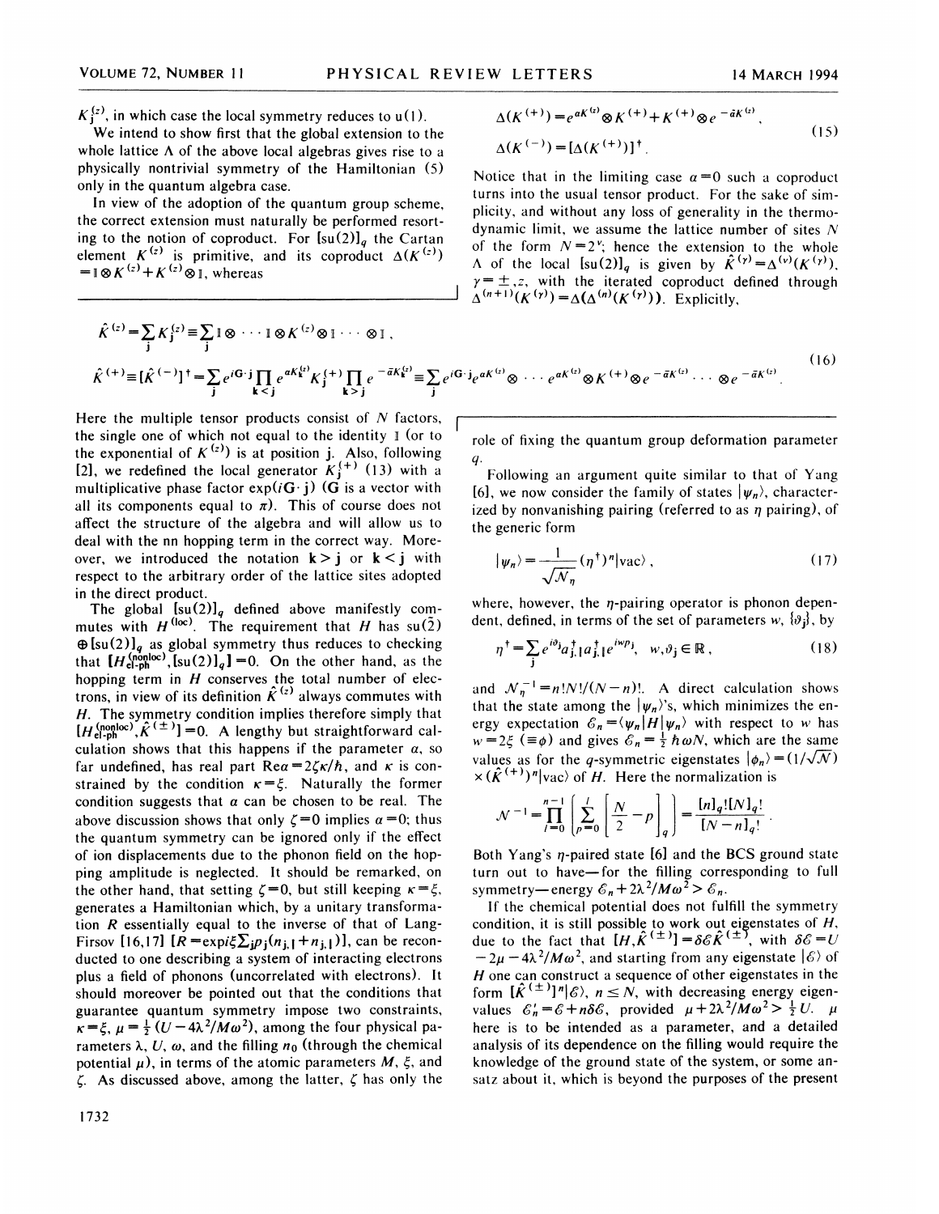$K_j^{(z)}$, in which case the local symmetry reduces to u(1).

We intend to show first that the global extension to the whole lattice $\Lambda$ of the above local algebras gives rise to a physically nontrivial symmetry of the Hamiltonian (5) only in the quantum algebra case.

In view of the adoption of the quantum group scheme, the correct extension must naturally be performed resorting to the notion of coproduct. For $[\mathrm{su}(2)]_q$ the Cartan element $K^{(z)}$ is primitive, and its coproduct $\Delta(K^{(z)}) = \mathbb{1}\otimes K^{(z)} + K^{(z)}\otimes \mathbb{1}$, whereas

$$
\begin{aligned}
\Delta(K^{(+)}) &= e^{aK^{(z)}}\otimes K^{(+)} + K^{(+)}\otimes e^{-\bar{a}K^{(z)}}, \\
\Delta(K^{(-)}) &= [\Delta(K^{(+)})]^\dagger .
\end{aligned} \tag{15}
$$

Notice that in the limiting case $a=0$ such a coproduct turns into the usual tensor product. For the sake of simplicity, and without any loss of generality in the thermodynamic limit, we assume the lattice number of sites $N$ of the form $N=2^\nu$; hence the extension to the whole $\Lambda$ of the local $[\mathrm{su}(2)]_q$ is given by $\hat{K}^{(\gamma)} = \Delta^{(\nu)}(K^{(\gamma)})$, $\gamma = \pm, z$, with the iterated coproduct defined through $\Delta^{(n+1)}(K^{(\gamma)}) = \Delta(\Delta^{(n)}(K^{(\gamma)}))$. Explicitly,

$$
\begin{aligned}
\hat{K}^{(z)} &= \sum_{\mathbf{j}} K_{\mathbf{j}}^{(z)} \equiv \sum_{\mathbf{j}} \mathbb{1}\otimes \cdots \mathbb{1}\otimes K^{(z)} \otimes \mathbb{1}\cdots \otimes \mathbb{1}, \\
\hat{K}^{(+)} &\equiv [\hat{K}^{(-)}]^\dagger = \sum_{\mathbf{j}} e^{i\mathbf{G}\cdot\mathbf{j}} \prod_{\mathbf{k}<\mathbf{j}} e^{aK_{\mathbf{k}}^{(z)}} K_{\mathbf{j}}^{(+)} \prod_{\mathbf{k}>\mathbf{j}} e^{-\bar{a}K_{\mathbf{k}}^{(z)}} \equiv \sum_{\mathbf{j}} e^{i\mathbf{G}\cdot\mathbf{j}} e^{aK^{(z)}} \otimes \cdots e^{aK^{(z)}} \otimes K^{(+)} \otimes e^{-\bar{a}K^{(z)}} \cdots \otimes e^{-\bar{a}K^{(z)}} .
\end{aligned} \tag{16}
$$

Here the multiple tensor products consist of $N$ factors, the single one of which not equal to the identity $\mathbb{1}$ (or to the exponential of $K^{(z)}$) is at position $\mathbf{j}$. Also, following [2], we redefined the local generator $K_{\mathbf{j}}^{(+)}$ (13) with a multiplicative phase factor $\exp(i\mathbf{G}\cdot\mathbf{j})$ ($\mathbf{G}$ is a vector with all its components equal to $\pi$). This of course does not affect the structure of the algebra and will allow us to deal with the nn hopping term in the correct way. Moreover, we introduced the notation $\mathbf{k}>\mathbf{j}$ or $\mathbf{k}<\mathbf{j}$ with respect to the arbitrary order of the lattice sites adopted in the direct product.

The global $[\mathrm{su}(2)]_q$ defined above manifestly commutes with $H^{(\mathrm{loc})}$. The requirement that $H$ has $\mathrm{su}(2) \oplus [\mathrm{su}(2)]_q$ as global symmetry thus reduces to checking that $[H_{\mathrm{el\text{-}ph}}^{(\mathrm{nonloc})}, [\mathrm{su}(2)]_q] = 0$. On the other hand, as the hopping term in $H$ conserves the total number of electrons, in view of its definition $\hat{K}^{(z)}$ always commutes with $H$. The symmetry condition implies therefore simply that $[H_{\mathrm{el\text{-}ph}}^{(\mathrm{nonloc})}, \hat{K}^{(\pm)}] = 0$. A lengthy but straightforward calculation shows that this happens if the parameter $a$, so far undefined, has real part $\mathrm{Re}\,a = 2\zeta\kappa/\hbar$, and $\kappa$ is constrained by the condition $\kappa=\xi$. Naturally the former condition suggests that $a$ can be chosen to be real. The above discussion shows that only $\zeta=0$ implies $a=0$; thus the quantum symmetry can be ignored only if the effect of ion displacements due to the phonon field on the hopping amplitude is neglected. It should be remarked, on the other hand, that setting $\zeta=0$, but still keeping $\kappa=\xi$, generates a Hamiltonian which, by a unitary transformation $R$ essentially equal to the inverse of that of Lang-Firsov [16,17] $[R = \exp i\xi \sum_{\mathbf{j}} p_{\mathbf{j}}(n_{\mathbf{j},\uparrow} + n_{\mathbf{j},\downarrow})]$, can be reconducted to one describing a system of interacting electrons plus a field of phonons (uncorrelated with electrons). It should moreover be pointed out that the conditions that guarantee quantum symmetry impose two constraints, $\kappa=\xi$, $\mu = \frac{1}{2}(U - 4\lambda^2/M\omega^2)$, among the four physical parameters $\lambda$, $U$, $\omega$, and the filling $n_0$ (through the chemical potential $\mu$), in terms of the atomic parameters $M$, $\xi$, and $\zeta$. As discussed above, among the latter, $\zeta$ has only the role of fixing the quantum group deformation parameter $q$.

Following an argument quite similar to that of Yang [6], we now consider the family of states $|\psi_n\rangle$, characterized by nonvanishing pairing (referred to as $\eta$ pairing), of the generic form

$$
|\psi_n\rangle = \frac{1}{\sqrt{\mathcal{N}_\eta}} (\eta^\dagger)^n |\mathrm{vac}\rangle , \tag{17}
$$

where, however, the $\eta$-pairing operator is phonon dependent, defined, in terms of the set of parameters $w$, $\{\vartheta_{\mathbf{j}}\}$, by

$$
\eta^\dagger = \sum_{\mathbf{j}} e^{i\vartheta_{\mathbf{j}}} a_{\mathbf{j},\uparrow}^\dagger a_{\mathbf{j},\downarrow}^\dagger e^{iwp_{\mathbf{j}}}, \quad w,\vartheta_{\mathbf{j}} \in \mathbb{R} , \tag{18}
$$

and $\mathcal{N}_\eta^{-1} = n!N!/(N-n)!$. A direct calculation shows that the state among the $|\psi_n\rangle$'s, which minimizes the energy expectation $\mathcal{E}_n = \langle\psi_n|H|\psi_n\rangle$ with respect to $w$ has $w=2\xi$ ($\equiv\phi$) and gives $\mathcal{E}_n = \frac{1}{2}\hbar\omega N$, which are the same values as for the $q$-symmetric eigenstates $|\phi_n\rangle = (1/\sqrt{\mathcal{N}}) \times (\hat{K}^{(+)})^n |\mathrm{vac}\rangle$ of $H$. Here the normalization is

$$
\mathcal{N}^{-1} = \prod_{l=0}^{n-1} \left( \sum_{p=0}^{l} \left[ \frac{N}{2} - p \right]_q \right) = \frac{[n]_q! [N]_q!}{[N-n]_q!} .
$$

Both Yang's $\eta$-paired state [6] and the BCS ground state turn out to have—for the filling corresponding to full symmetry—energy $\mathcal{E}_n + 2\lambda^2/M\omega^2 > \mathcal{E}_n$.

If the chemical potential does not fulfill the symmetry condition, it is still possible to work out eigenstates of $H$, due to the fact that $[H, \hat{K}^{(\pm)}] = \delta\mathcal{E}\hat{K}^{(\pm)}$, with $\delta\mathcal{E} = U - 2\mu - 4\lambda^2/M\omega^2$, and starting from any eigenstate $|\mathcal{E}\rangle$ of $H$ one can construct a sequence of other eigenstates in the form $[\hat{K}^{(\pm)}]^n |\mathcal{E}\rangle$, $n \le N$, with decreasing energy eigenvalues $\mathcal{E}_n' = \mathcal{E} + n\delta\mathcal{E}$, provided $\mu + 2\lambda^2/M\omega^2 > \frac{1}{2}U$. $\mu$ here is to be intended as a parameter, and a detailed analysis of its dependence on the filling would require the knowledge of the ground state of the system, or some ansatz about it, which is beyond the purposes of the present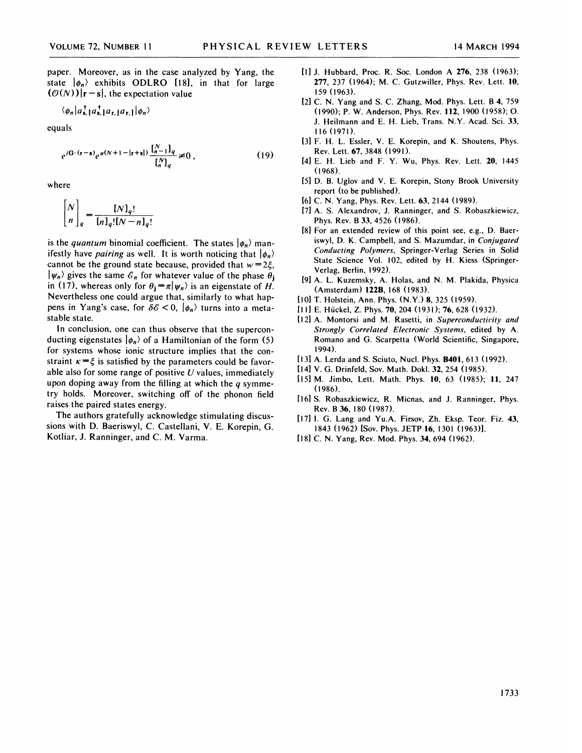paper. Moreover, as in the case analyzed by Yang, the state $|\phi_n\rangle$ exhibits ODLRO [18], in that for large $(\mathcal{O}(N))|\mathbf{r}-\mathbf{s}|$, the expectation value

$$\langle \phi_n | a^\dagger_{\mathbf{s},\uparrow} a^\dagger_{\mathbf{s},\downarrow} a_{\mathbf{r},\downarrow} a_{\mathbf{r},\uparrow} | \phi_n \rangle$$

equals

$$e^{i\mathbf{G}\cdot(\mathbf{r}-\mathbf{s})} e^{\alpha(N+1-|\mathbf{r}+\mathbf{s}|)} \frac{\left[{N \atop n-1}\right]_q}{\left[{N \atop n}\right]_q} \neq 0 \,, \tag{19}$$

where

$$\begin{bmatrix} N \\ n \end{bmatrix}_q = \frac{[N]_q!}{[n]_q![N-n]_q!}$$

is the *quantum* binomial coefficient. The states $|\phi_n\rangle$ manifestly have *pairing* as well. It is worth noticing that $|\phi_n\rangle$ cannot be the ground state because, provided that $w=2\xi$, $|\psi_n\rangle$ gives the same $\mathcal{E}_n$ for whatever value of the phase $\theta_{\mathbf{j}}$ in (17), whereas only for $\theta_{\mathbf{j}}=\pi|\psi_n\rangle$ is an eigenstate of $H$. Nevertheless one could argue that, similarly to what happens in Yang's case, for $\delta\mathcal{E}<0$, $|\phi_n\rangle$ turns into a metastable state.

In conclusion, one can thus observe that the superconducting eigenstates $|\phi_n\rangle$ of a Hamiltonian of the form (5) for systems whose ionic structure implies that the constraint $\kappa=\xi$ is satisfied by the parameters could be favorable also for some range of positive $U$ values, immediately upon doping away from the filling at which the $q$ symmetry holds. Moreover, switching off of the phonon field raises the paired states energy.

The authors gratefully acknowledge stimulating discussions with D. Baeriswyl, C. Castellani, V. E. Korepin, G. Kotliar, J. Ranninger, and C. M. Varma.

[1] J. Hubbard, Proc. R. Soc. London A **276**, 238 (1963); **277**, 237 (1964); M. C. Gutzwiller, Phys. Rev. Lett. **10**, 159 (1963).

[2] C. N. Yang and S. C. Zhang, Mod. Phys. Lett. B **4**, 759 (1990); P. W. Anderson, Phys. Rev. **112**, 1900 (1958); O. J. Heilmann and E. H. Lieb, Trans. N.Y. Acad. Sci. **33**, 116 (1971).

[3] F. H. L. Essler, V. E. Korepin, and K. Shoutens, Phys. Rev. Lett. **67**, 3848 (1991).

[4] E. H. Lieb and F. Y. Wu, Phys. Rev. Lett. **20**, 1445 (1968).

[5] D. B. Uglov and V. E. Korepin, Stony Brook University report (to be published).

[6] C. N. Yang, Phys. Rev. Lett. **63**, 2144 (1989).

[7] A. S. Alexandrov, J. Ranninger, and S. Robaszkiewicz, Phys. Rev. B **33**, 4526 (1986).

[8] For an extended review of this point see, e.g., D. Baeriswyl, D. K. Campbell, and S. Mazumdar, in *Conjugated Conducting Polymers*, Springer-Verlag Series in Solid State Science Vol. 102, edited by H. Kiess (Springer-Verlag, Berlin, 1992).

[9] A. L. Kuzemsky, A. Holas, and N. M. Plakida, Physica (Amsterdam) **122B**, 168 (1983).

[10] T. Holstein, Ann. Phys. (N.Y.) **8**, 325 (1959).

[11] E. Hückel, Z. Phys. **70**, 204 (1931); **76**, 628 (1932).

[12] A. Montorsi and M. Rasetti, in *Superconductivity and Strongly Correlated Electronic Systems*, edited by A. Romano and G. Scarpetta (World Scientific, Singapore, 1994).

[13] A. Lerda and S. Sciuto, Nucl. Phys. **B401**, 613 (1992).

[14] V. G. Drinfeld, Sov. Math. Dokl. **32**, 254 (1985).

[15] M. Jimbo, Lett. Math. Phys. **10**, 63 (1985); **11**, 247 (1986).

[16] S. Robaszkiewicz, R. Micnas, and J. Ranninger, Phys. Rev. B **36**, 180 (1987).

[17] I. G. Lang and Yu.A. Firsov, Zh. Eksp. Teor. Fiz. **43**, 1843 (1962) [Sov. Phys. JETP **16**, 1301 (1963)].

[18] C. N. Yang, Rev. Mod. Phys. **34**, 694 (1962).